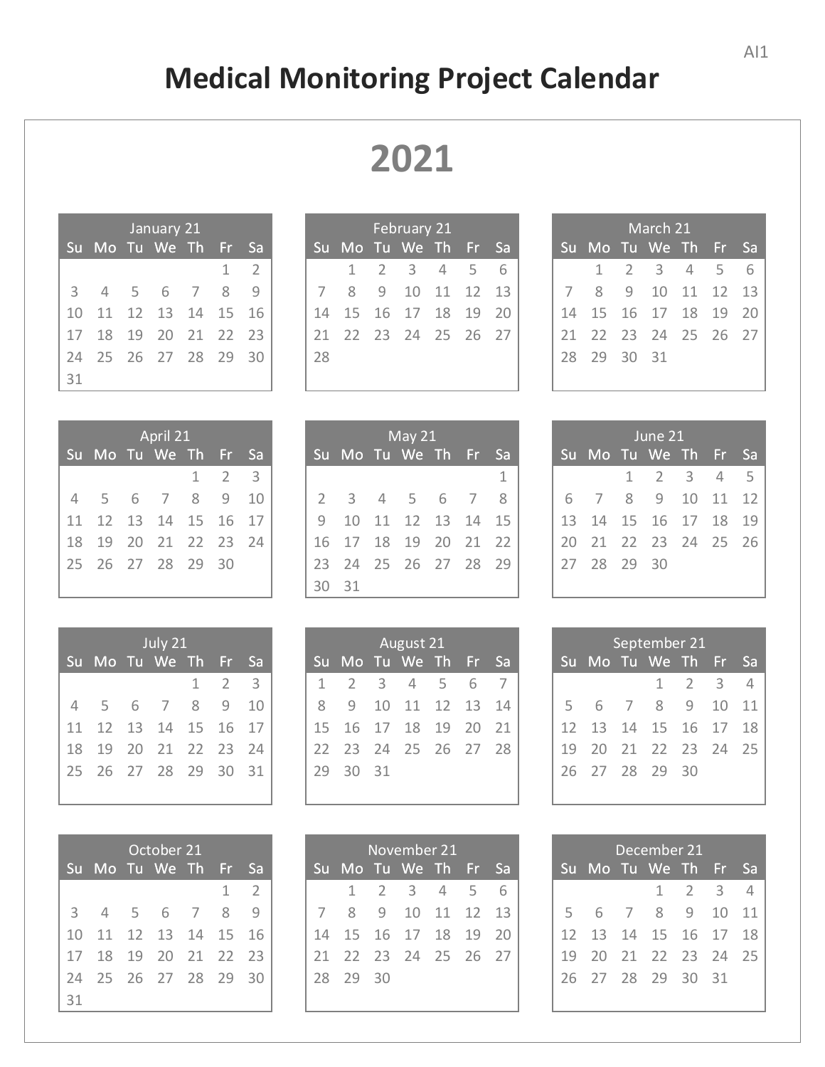AI1

# Medical Monitoring Project Calendar

## 2021

**January 21**

| Su | Mo | Tu | We | Th | Fr | Sa |
|---|---|---|---|---|---|---|
| | | | | | 1 | 2 |
| 3 | 4 | 5 | 6 | 7 | 8 | 9 |
| 10 | 11 | 12 | 13 | 14 | 15 | 16 |
| 17 | 18 | 19 | 20 | 21 | 22 | 23 |
| 24 | 25 | 26 | 27 | 28 | 29 | 30 |
| 31 | | | | | | |

**February 21**

| Su | Mo | Tu | We | Th | Fr | Sa |
|---|---|---|---|---|---|---|
| | 1 | 2 | 3 | 4 | 5 | 6 |
| 7 | 8 | 9 | 10 | 11 | 12 | 13 |
| 14 | 15 | 16 | 17 | 18 | 19 | 20 |
| 21 | 22 | 23 | 24 | 25 | 26 | 27 |
| 28 | | | | | | |

**March 21**

| Su | Mo | Tu | We | Th | Fr | Sa |
|---|---|---|---|---|---|---|
| | 1 | 2 | 3 | 4 | 5 | 6 |
| 7 | 8 | 9 | 10 | 11 | 12 | 13 |
| 14 | 15 | 16 | 17 | 18 | 19 | 20 |
| 21 | 22 | 23 | 24 | 25 | 26 | 27 |
| 28 | 29 | 30 | 31 | | | |

**April 21**

| Su | Mo | Tu | We | Th | Fr | Sa |
|---|---|---|---|---|---|---|
| | | | | 1 | 2 | 3 |
| 4 | 5 | 6 | 7 | 8 | 9 | 10 |
| 11 | 12 | 13 | 14 | 15 | 16 | 17 |
| 18 | 19 | 20 | 21 | 22 | 23 | 24 |
| 25 | 26 | 27 | 28 | 29 | 30 | |

**May 21**

| Su | Mo | Tu | We | Th | Fr | Sa |
|---|---|---|---|---|---|---|
| | | | | | | 1 |
| 2 | 3 | 4 | 5 | 6 | 7 | 8 |
| 9 | 10 | 11 | 12 | 13 | 14 | 15 |
| 16 | 17 | 18 | 19 | 20 | 21 | 22 |
| 23 | 24 | 25 | 26 | 27 | 28 | 29 |
| 30 | 31 | | | | | |

**June 21**

| Su | Mo | Tu | We | Th | Fr | Sa |
|---|---|---|---|---|---|---|
| | | 1 | 2 | 3 | 4 | 5 |
| 6 | 7 | 8 | 9 | 10 | 11 | 12 |
| 13 | 14 | 15 | 16 | 17 | 18 | 19 |
| 20 | 21 | 22 | 23 | 24 | 25 | 26 |
| 27 | 28 | 29 | 30 | | | |

**July 21**

| Su | Mo | Tu | We | Th | Fr | Sa |
|---|---|---|---|---|---|---|
| | | | | 1 | 2 | 3 |
| 4 | 5 | 6 | 7 | 8 | 9 | 10 |
| 11 | 12 | 13 | 14 | 15 | 16 | 17 |
| 18 | 19 | 20 | 21 | 22 | 23 | 24 |
| 25 | 26 | 27 | 28 | 29 | 30 | 31 |

**August 21**

| Su | Mo | Tu | We | Th | Fr | Sa |
|---|---|---|---|---|---|---|
| 1 | 2 | 3 | 4 | 5 | 6 | 7 |
| 8 | 9 | 10 | 11 | 12 | 13 | 14 |
| 15 | 16 | 17 | 18 | 19 | 20 | 21 |
| 22 | 23 | 24 | 25 | 26 | 27 | 28 |
| 29 | 30 | 31 | | | | |

**September 21**

| Su | Mo | Tu | We | Th | Fr | Sa |
|---|---|---|---|---|---|---|
| | | | 1 | 2 | 3 | 4 |
| 5 | 6 | 7 | 8 | 9 | 10 | 11 |
| 12 | 13 | 14 | 15 | 16 | 17 | 18 |
| 19 | 20 | 21 | 22 | 23 | 24 | 25 |
| 26 | 27 | 28 | 29 | 30 | | |

**October 21**

| Su | Mo | Tu | We | Th | Fr | Sa |
|---|---|---|---|---|---|---|
| | | | | | 1 | 2 |
| 3 | 4 | 5 | 6 | 7 | 8 | 9 |
| 10 | 11 | 12 | 13 | 14 | 15 | 16 |
| 17 | 18 | 19 | 20 | 21 | 22 | 23 |
| 24 | 25 | 26 | 27 | 28 | 29 | 30 |
| 31 | | | | | | |

**November 21**

| Su | Mo | Tu | We | Th | Fr | Sa |
|---|---|---|---|---|---|---|
| | 1 | 2 | 3 | 4 | 5 | 6 |
| 7 | 8 | 9 | 10 | 11 | 12 | 13 |
| 14 | 15 | 16 | 17 | 18 | 19 | 20 |
| 21 | 22 | 23 | 24 | 25 | 26 | 27 |
| 28 | 29 | 30 | | | | |

**December 21**

| Su | Mo | Tu | We | Th | Fr | Sa |
|---|---|---|---|---|---|---|
| | | | 1 | 2 | 3 | 4 |
| 5 | 6 | 7 | 8 | 9 | 10 | 11 |
| 12 | 13 | 14 | 15 | 16 | 17 | 18 |
| 19 | 20 | 21 | 22 | 23 | 24 | 25 |
| 26 | 27 | 28 | 29 | 30 | 31 | |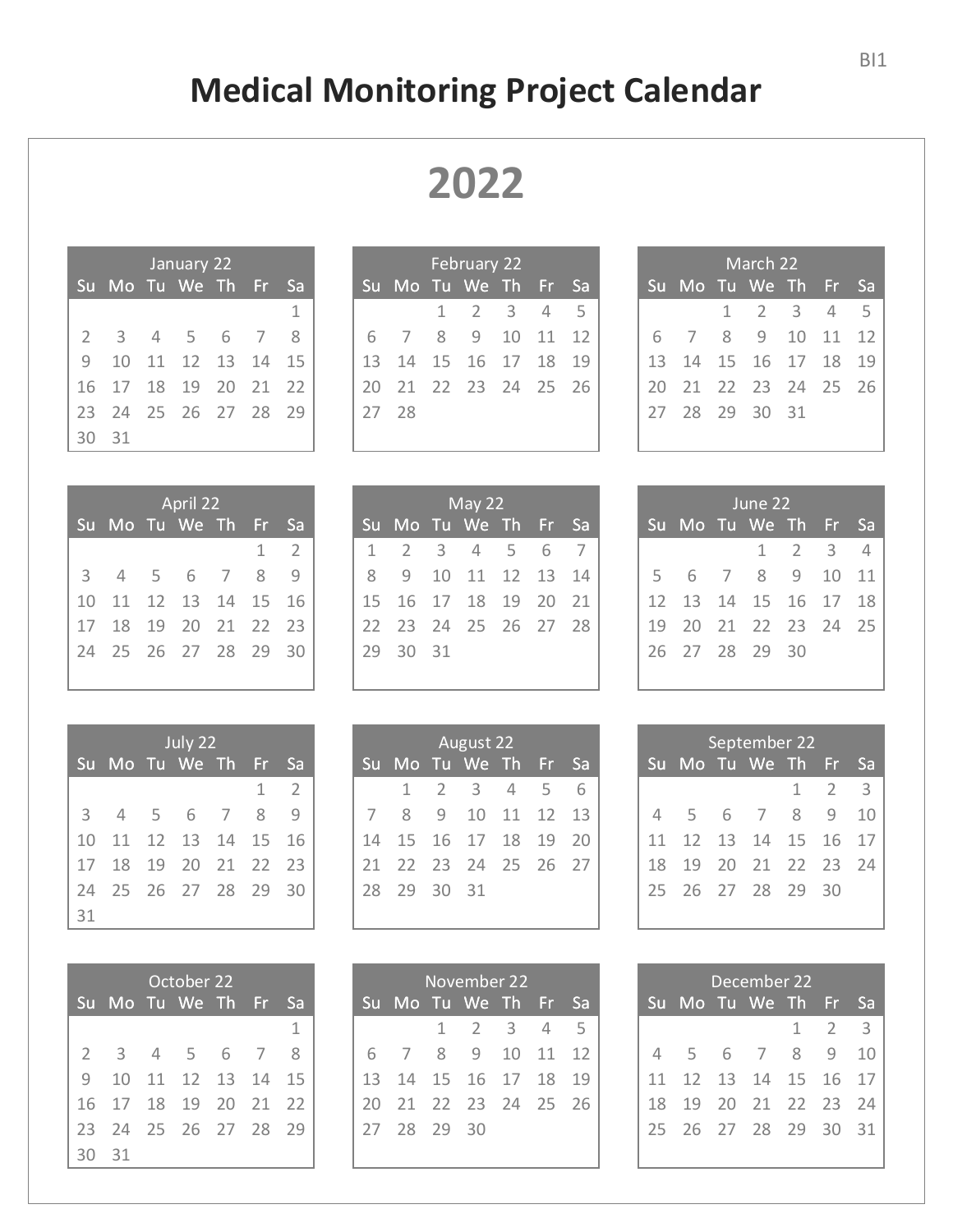# Medical Monitoring Project Calendar

## 2022

**January 22**

| Su | Mo | Tu | We | Th | Fr | Sa |
|---|---|---|---|---|---|---|
| | | | | | | 1 |
| 2 | 3 | 4 | 5 | 6 | 7 | 8 |
| 9 | 10 | 11 | 12 | 13 | 14 | 15 |
| 16 | 17 | 18 | 19 | 20 | 21 | 22 |
| 23 | 24 | 25 | 26 | 27 | 28 | 29 |
| 30 | 31 | | | | | |

**February 22**

| Su | Mo | Tu | We | Th | Fr | Sa |
|---|---|---|---|---|---|---|
| | | 1 | 2 | 3 | 4 | 5 |
| 6 | 7 | 8 | 9 | 10 | 11 | 12 |
| 13 | 14 | 15 | 16 | 17 | 18 | 19 |
| 20 | 21 | 22 | 23 | 24 | 25 | 26 |
| 27 | 28 | | | | | |

**March 22**

| Su | Mo | Tu | We | Th | Fr | Sa |
|---|---|---|---|---|---|---|
| | | 1 | 2 | 3 | 4 | 5 |
| 6 | 7 | 8 | 9 | 10 | 11 | 12 |
| 13 | 14 | 15 | 16 | 17 | 18 | 19 |
| 20 | 21 | 22 | 23 | 24 | 25 | 26 |
| 27 | 28 | 29 | 30 | 31 | | |

**April 22**

| Su | Mo | Tu | We | Th | Fr | Sa |
|---|---|---|---|---|---|---|
| | | | | | 1 | 2 |
| 3 | 4 | 5 | 6 | 7 | 8 | 9 |
| 10 | 11 | 12 | 13 | 14 | 15 | 16 |
| 17 | 18 | 19 | 20 | 21 | 22 | 23 |
| 24 | 25 | 26 | 27 | 28 | 29 | 30 |

**May 22**

| Su | Mo | Tu | We | Th | Fr | Sa |
|---|---|---|---|---|---|---|
| 1 | 2 | 3 | 4 | 5 | 6 | 7 |
| 8 | 9 | 10 | 11 | 12 | 13 | 14 |
| 15 | 16 | 17 | 18 | 19 | 20 | 21 |
| 22 | 23 | 24 | 25 | 26 | 27 | 28 |
| 29 | 30 | 31 | | | | |

**June 22**

| Su | Mo | Tu | We | Th | Fr | Sa |
|---|---|---|---|---|---|---|
| | | | 1 | 2 | 3 | 4 |
| 5 | 6 | 7 | 8 | 9 | 10 | 11 |
| 12 | 13 | 14 | 15 | 16 | 17 | 18 |
| 19 | 20 | 21 | 22 | 23 | 24 | 25 |
| 26 | 27 | 28 | 29 | 30 | | |

**July 22**

| Su | Mo | Tu | We | Th | Fr | Sa |
|---|---|---|---|---|---|---|
| | | | | | 1 | 2 |
| 3 | 4 | 5 | 6 | 7 | 8 | 9 |
| 10 | 11 | 12 | 13 | 14 | 15 | 16 |
| 17 | 18 | 19 | 20 | 21 | 22 | 23 |
| 24 | 25 | 26 | 27 | 28 | 29 | 30 |
| 31 | | | | | | |

**August 22**

| Su | Mo | Tu | We | Th | Fr | Sa |
|---|---|---|---|---|---|---|
| | 1 | 2 | 3 | 4 | 5 | 6 |
| 7 | 8 | 9 | 10 | 11 | 12 | 13 |
| 14 | 15 | 16 | 17 | 18 | 19 | 20 |
| 21 | 22 | 23 | 24 | 25 | 26 | 27 |
| 28 | 29 | 30 | 31 | | | |

**September 22**

| Su | Mo | Tu | We | Th | Fr | Sa |
|---|---|---|---|---|---|---|
| | | | | 1 | 2 | 3 |
| 4 | 5 | 6 | 7 | 8 | 9 | 10 |
| 11 | 12 | 13 | 14 | 15 | 16 | 17 |
| 18 | 19 | 20 | 21 | 22 | 23 | 24 |
| 25 | 26 | 27 | 28 | 29 | 30 | |

**October 22**

| Su | Mo | Tu | We | Th | Fr | Sa |
|---|---|---|---|---|---|---|
| | | | | | | 1 |
| 2 | 3 | 4 | 5 | 6 | 7 | 8 |
| 9 | 10 | 11 | 12 | 13 | 14 | 15 |
| 16 | 17 | 18 | 19 | 20 | 21 | 22 |
| 23 | 24 | 25 | 26 | 27 | 28 | 29 |
| 30 | 31 | | | | | |

**November 22**

| Su | Mo | Tu | We | Th | Fr | Sa |
|---|---|---|---|---|---|---|
| | | 1 | 2 | 3 | 4 | 5 |
| 6 | 7 | 8 | 9 | 10 | 11 | 12 |
| 13 | 14 | 15 | 16 | 17 | 18 | 19 |
| 20 | 21 | 22 | 23 | 24 | 25 | 26 |
| 27 | 28 | 29 | 30 | | | |

**December 22**

| Su | Mo | Tu | We | Th | Fr | Sa |
|---|---|---|---|---|---|---|
| | | | | 1 | 2 | 3 |
| 4 | 5 | 6 | 7 | 8 | 9 | 10 |
| 11 | 12 | 13 | 14 | 15 | 16 | 17 |
| 18 | 19 | 20 | 21 | 22 | 23 | 24 |
| 25 | 26 | 27 | 28 | 29 | 30 | 31 |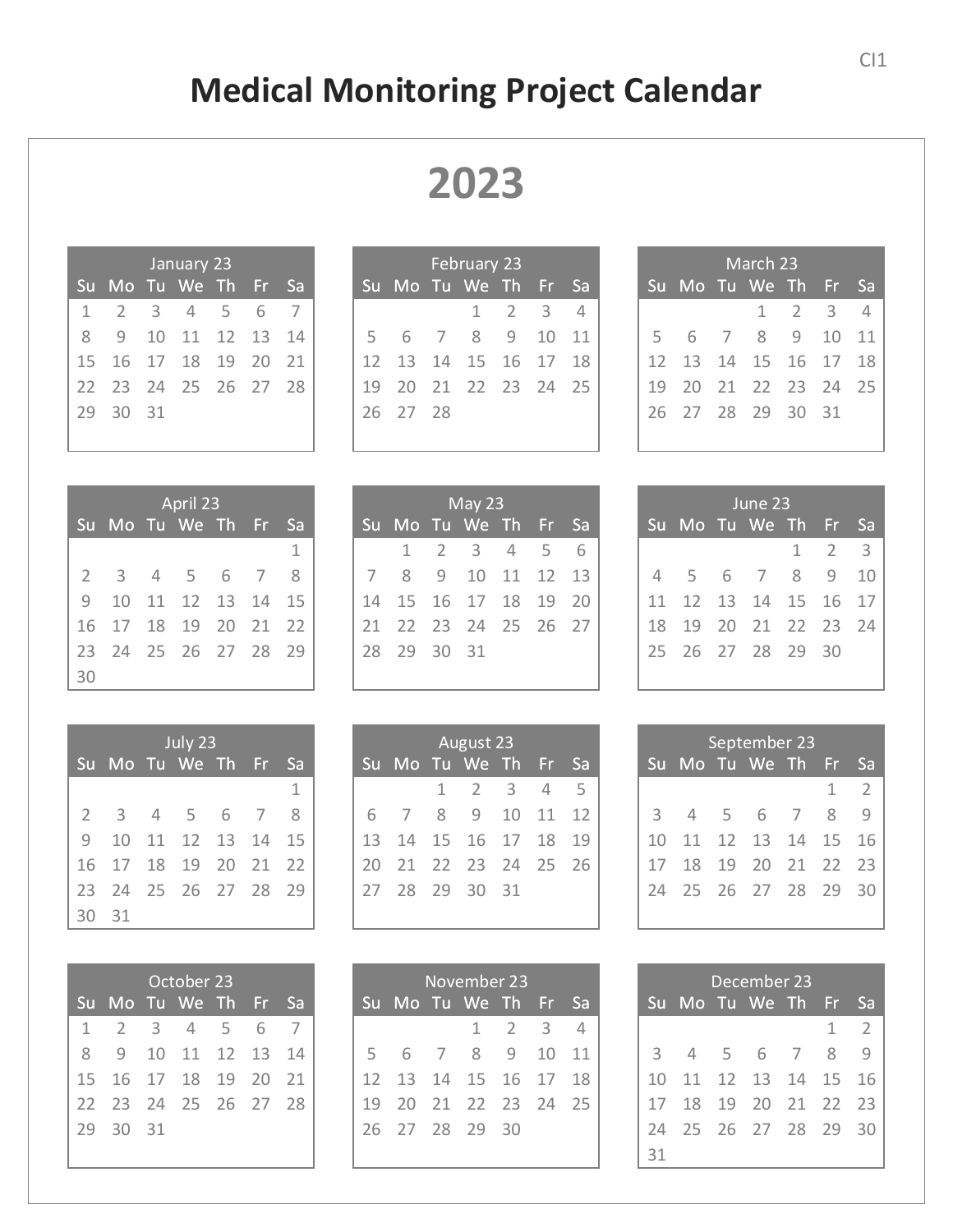CI1

# Medical Monitoring Project Calendar

## 2023

**January 23**

| Su | Mo | Tu | We | Th | Fr | Sa |
|---|---|---|---|---|---|---|
| 1 | 2 | 3 | 4 | 5 | 6 | 7 |
| 8 | 9 | 10 | 11 | 12 | 13 | 14 |
| 15 | 16 | 17 | 18 | 19 | 20 | 21 |
| 22 | 23 | 24 | 25 | 26 | 27 | 28 |
| 29 | 30 | 31 | | | | |

**February 23**

| Su | Mo | Tu | We | Th | Fr | Sa |
|---|---|---|---|---|---|---|
| | | | 1 | 2 | 3 | 4 |
| 5 | 6 | 7 | 8 | 9 | 10 | 11 |
| 12 | 13 | 14 | 15 | 16 | 17 | 18 |
| 19 | 20 | 21 | 22 | 23 | 24 | 25 |
| 26 | 27 | 28 | | | | |

**March 23**

| Su | Mo | Tu | We | Th | Fr | Sa |
|---|---|---|---|---|---|---|
| | | | 1 | 2 | 3 | 4 |
| 5 | 6 | 7 | 8 | 9 | 10 | 11 |
| 12 | 13 | 14 | 15 | 16 | 17 | 18 |
| 19 | 20 | 21 | 22 | 23 | 24 | 25 |
| 26 | 27 | 28 | 29 | 30 | 31 | |

**April 23**

| Su | Mo | Tu | We | Th | Fr | Sa |
|---|---|---|---|---|---|---|
| | | | | | | 1 |
| 2 | 3 | 4 | 5 | 6 | 7 | 8 |
| 9 | 10 | 11 | 12 | 13 | 14 | 15 |
| 16 | 17 | 18 | 19 | 20 | 21 | 22 |
| 23 | 24 | 25 | 26 | 27 | 28 | 29 |
| 30 | | | | | | |

**May 23**

| Su | Mo | Tu | We | Th | Fr | Sa |
|---|---|---|---|---|---|---|
| | 1 | 2 | 3 | 4 | 5 | 6 |
| 7 | 8 | 9 | 10 | 11 | 12 | 13 |
| 14 | 15 | 16 | 17 | 18 | 19 | 20 |
| 21 | 22 | 23 | 24 | 25 | 26 | 27 |
| 28 | 29 | 30 | 31 | | | |

**June 23**

| Su | Mo | Tu | We | Th | Fr | Sa |
|---|---|---|---|---|---|---|
| | | | | 1 | 2 | 3 |
| 4 | 5 | 6 | 7 | 8 | 9 | 10 |
| 11 | 12 | 13 | 14 | 15 | 16 | 17 |
| 18 | 19 | 20 | 21 | 22 | 23 | 24 |
| 25 | 26 | 27 | 28 | 29 | 30 | |

**July 23**

| Su | Mo | Tu | We | Th | Fr | Sa |
|---|---|---|---|---|---|---|
| | | | | | | 1 |
| 2 | 3 | 4 | 5 | 6 | 7 | 8 |
| 9 | 10 | 11 | 12 | 13 | 14 | 15 |
| 16 | 17 | 18 | 19 | 20 | 21 | 22 |
| 23 | 24 | 25 | 26 | 27 | 28 | 29 |
| 30 | 31 | | | | | |

**August 23**

| Su | Mo | Tu | We | Th | Fr | Sa |
|---|---|---|---|---|---|---|
| | | 1 | 2 | 3 | 4 | 5 |
| 6 | 7 | 8 | 9 | 10 | 11 | 12 |
| 13 | 14 | 15 | 16 | 17 | 18 | 19 |
| 20 | 21 | 22 | 23 | 24 | 25 | 26 |
| 27 | 28 | 29 | 30 | 31 | | |

**September 23**

| Su | Mo | Tu | We | Th | Fr | Sa |
|---|---|---|---|---|---|---|
| | | | | | 1 | 2 |
| 3 | 4 | 5 | 6 | 7 | 8 | 9 |
| 10 | 11 | 12 | 13 | 14 | 15 | 16 |
| 17 | 18 | 19 | 20 | 21 | 22 | 23 |
| 24 | 25 | 26 | 27 | 28 | 29 | 30 |

**October 23**

| Su | Mo | Tu | We | Th | Fr | Sa |
|---|---|---|---|---|---|---|
| 1 | 2 | 3 | 4 | 5 | 6 | 7 |
| 8 | 9 | 10 | 11 | 12 | 13 | 14 |
| 15 | 16 | 17 | 18 | 19 | 20 | 21 |
| 22 | 23 | 24 | 25 | 26 | 27 | 28 |
| 29 | 30 | 31 | | | | |

**November 23**

| Su | Mo | Tu | We | Th | Fr | Sa |
|---|---|---|---|---|---|---|
| | | | 1 | 2 | 3 | 4 |
| 5 | 6 | 7 | 8 | 9 | 10 | 11 |
| 12 | 13 | 14 | 15 | 16 | 17 | 18 |
| 19 | 20 | 21 | 22 | 23 | 24 | 25 |
| 26 | 27 | 28 | 29 | 30 | | |

**December 23**

| Su | Mo | Tu | We | Th | Fr | Sa |
|---|---|---|---|---|---|---|
| | | | | | 1 | 2 |
| 3 | 4 | 5 | 6 | 7 | 8 | 9 |
| 10 | 11 | 12 | 13 | 14 | 15 | 16 |
| 17 | 18 | 19 | 20 | 21 | 22 | 23 |
| 24 | 25 | 26 | 27 | 28 | 29 | 30 |
| 31 | | | | | | |